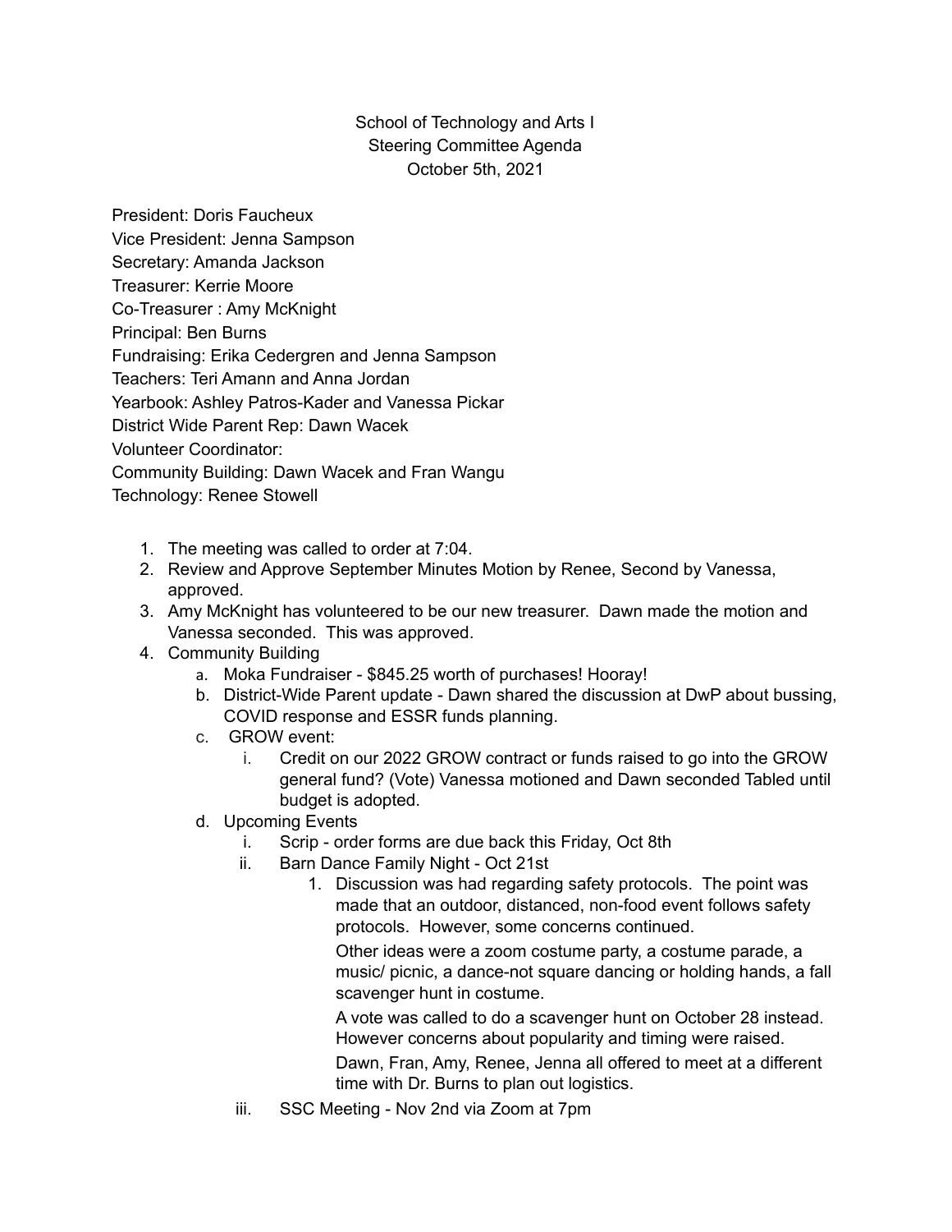School of Technology and Arts I
Steering Committee Agenda
October 5th, 2021

President: Doris Faucheux
Vice President: Jenna Sampson
Secretary: Amanda Jackson
Treasurer: Kerrie Moore
Co-Treasurer : Amy McKnight
Principal: Ben Burns
Fundraising: Erika Cedergren and Jenna Sampson
Teachers: Teri Amann and Anna Jordan
Yearbook: Ashley Patros-Kader and Vanessa Pickar
District Wide Parent Rep: Dawn Wacek
Volunteer Coordinator:
Community Building: Dawn Wacek and Fran Wangu
Technology: Renee Stowell

1. The meeting was called to order at 7:04.
2. Review and Approve September Minutes Motion by Renee, Second by Vanessa, approved.
3. Amy McKnight has volunteered to be our new treasurer. Dawn made the motion and Vanessa seconded. This was approved.
4. Community Building
   a. Moka Fundraiser - $845.25 worth of purchases! Hooray!
   b. District-Wide Parent update - Dawn shared the discussion at DwP about bussing, COVID response and ESSR funds planning.
   c. GROW event:
      i. Credit on our 2022 GROW contract or funds raised to go into the GROW general fund? (Vote) Vanessa motioned and Dawn seconded Tabled until budget is adopted.
   d. Upcoming Events
      i. Scrip - order forms are due back this Friday, Oct 8th
      ii. Barn Dance Family Night - Oct 21st
         1. Discussion was had regarding safety protocols. The point was made that an outdoor, distanced, non-food event follows safety protocols. However, some concerns continued.

            Other ideas were a zoom costume party, a costume parade, a music/ picnic, a dance-not square dancing or holding hands, a fall scavenger hunt in costume.

            A vote was called to do a scavenger hunt on October 28 instead. However concerns about popularity and timing were raised.

            Dawn, Fran, Amy, Renee, Jenna all offered to meet at a different time with Dr. Burns to plan out logistics.
      iii. SSC Meeting - Nov 2nd via Zoom at 7pm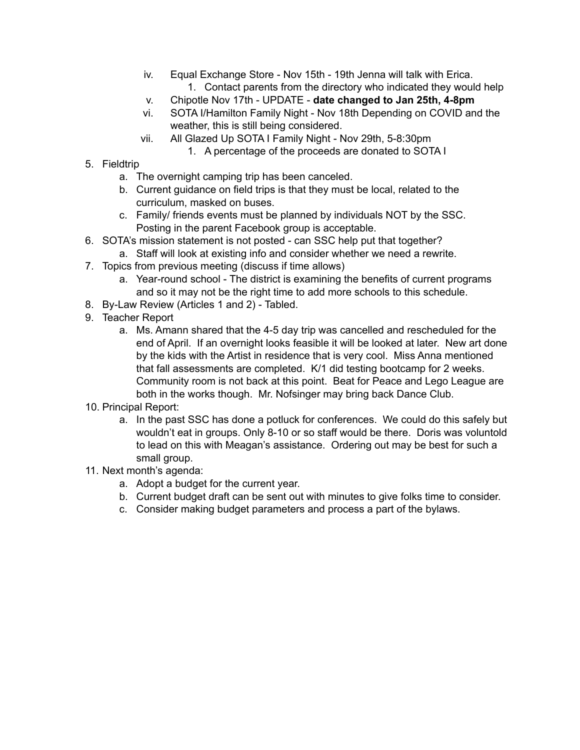iv. Equal Exchange Store - Nov 15th - 19th Jenna will talk with Erica.
      1. Contact parents from the directory who indicated they would help
   v. Chipotle Nov 17th - UPDATE - **date changed to Jan 25th, 4-8pm**
   vi. SOTA I/Hamilton Family Night - Nov 18th Depending on COVID and the weather, this is still being considered.
   vii. All Glazed Up SOTA I Family Night - Nov 29th, 5-8:30pm
      1. A percentage of the proceeds are donated to SOTA I

5. Fieldtrip
   a. The overnight camping trip has been canceled.
   b. Current guidance on field trips is that they must be local, related to the curriculum, masked on buses.
   c. Family/ friends events must be planned by individuals NOT by the SSC. Posting in the parent Facebook group is acceptable.
6. SOTA's mission statement is not posted - can SSC help put that together?
   a. Staff will look at existing info and consider whether we need a rewrite.
7. Topics from previous meeting (discuss if time allows)
   a. Year-round school - The district is examining the benefits of current programs and so it may not be the right time to add more schools to this schedule.
8. By-Law Review (Articles 1 and 2) - Tabled.
9. Teacher Report
   a. Ms. Amann shared that the 4-5 day trip was cancelled and rescheduled for the end of April. If an overnight looks feasible it will be looked at later. New art done by the kids with the Artist in residence that is very cool. Miss Anna mentioned that fall assessments are completed. K/1 did testing bootcamp for 2 weeks. Community room is not back at this point. Beat for Peace and Lego League are both in the works though. Mr. Nofsinger may bring back Dance Club.
10. Principal Report:
   a. In the past SSC has done a potluck for conferences. We could do this safely but wouldn't eat in groups. Only 8-10 or so staff would be there. Doris was voluntold to lead on this with Meagan's assistance. Ordering out may be best for such a small group.
11. Next month's agenda:
   a. Adopt a budget for the current year.
   b. Current budget draft can be sent out with minutes to give folks time to consider.
   c. Consider making budget parameters and process a part of the bylaws.